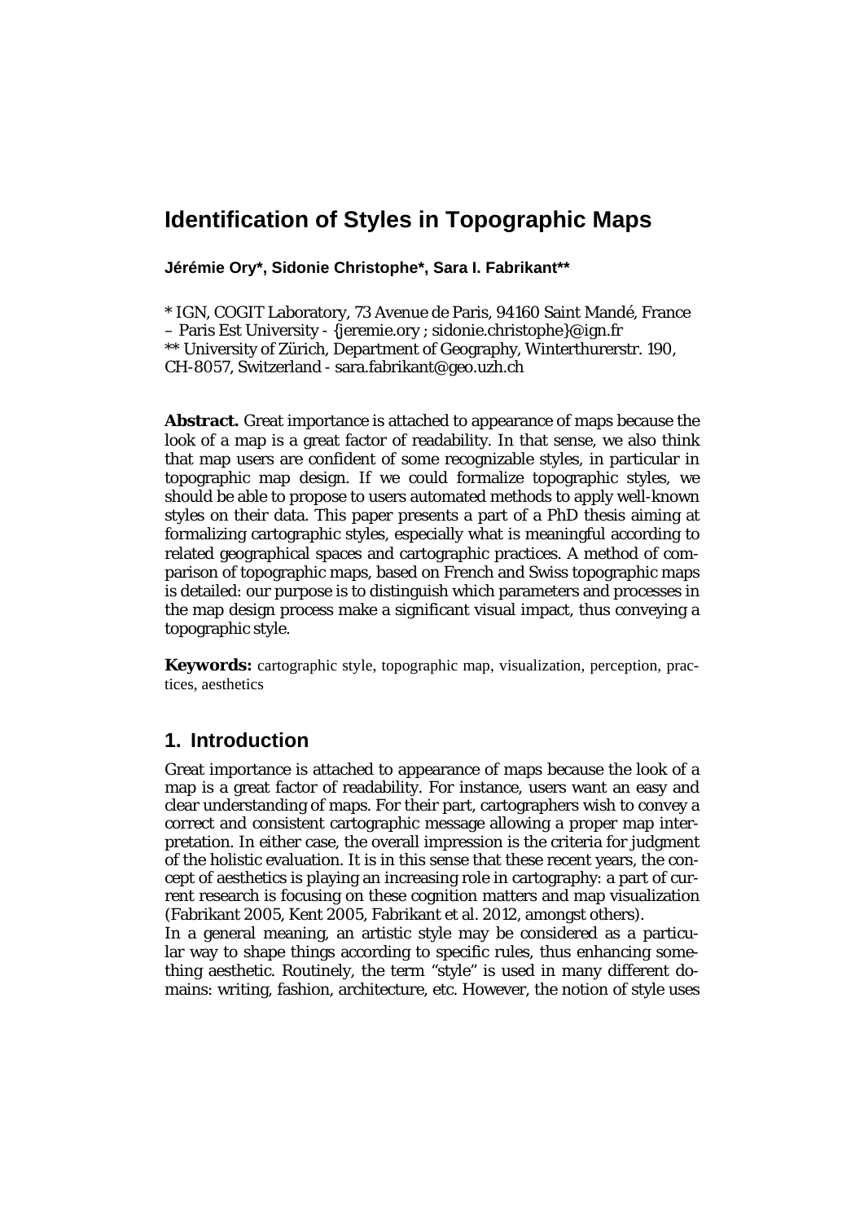# Identification of Styles in Topographic Maps

**Jérémie Ory*, Sidonie Christophe*, Sara I. Fabrikant****

* IGN, COGIT Laboratory, 73 Avenue de Paris, 94160 Saint Mandé, France – Paris Est University - {jeremie.ory ; sidonie.christophe}@ign.fr
** University of Zürich, Department of Geography, Winterthurerstr. 190, CH-8057, Switzerland - sara.fabrikant@geo.uzh.ch

**Abstract.** Great importance is attached to appearance of maps because the look of a map is a great factor of readability. In that sense, we also think that map users are confident of some recognizable styles, in particular in topographic map design. If we could formalize topographic styles, we should be able to propose to users automated methods to apply well-known styles on their data. This paper presents a part of a PhD thesis aiming at formalizing cartographic styles, especially what is meaningful according to related geographical spaces and cartographic practices. A method of comparison of topographic maps, based on French and Swiss topographic maps is detailed: our purpose is to distinguish which parameters and processes in the map design process make a significant visual impact, thus conveying a topographic style.

**Keywords:** cartographic style, topographic map, visualization, perception, practices, aesthetics

## 1. Introduction

Great importance is attached to appearance of maps because the look of a map is a great factor of readability. For instance, users want an easy and clear understanding of maps. For their part, cartographers wish to convey a correct and consistent cartographic message allowing a proper map interpretation. In either case, the overall impression is the criteria for judgment of the holistic evaluation. It is in this sense that these recent years, the concept of aesthetics is playing an increasing role in cartography: a part of current research is focusing on these cognition matters and map visualization (Fabrikant 2005, Kent 2005, Fabrikant et al. 2012, amongst others).

In a general meaning, an artistic style may be considered as a particular way to shape things according to specific rules, thus enhancing something aesthetic. Routinely, the term "style" is used in many different domains: writing, fashion, architecture, etc. However, the notion of style uses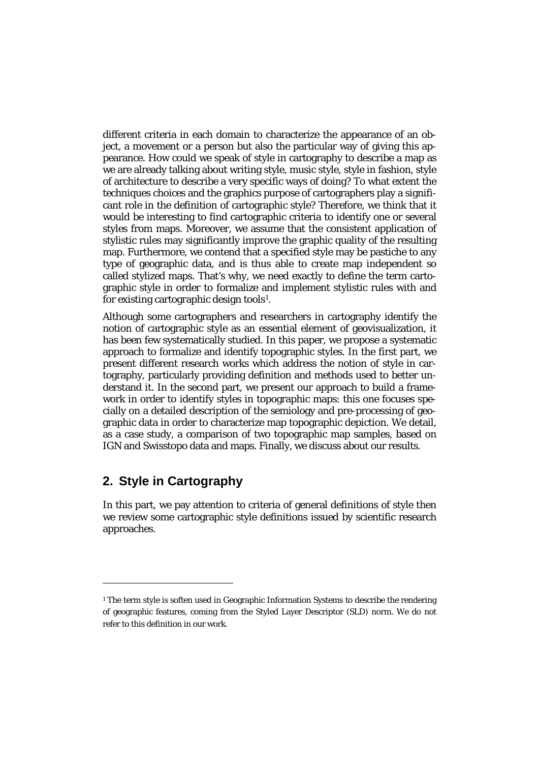different criteria in each domain to characterize the appearance of an object, a movement or a person but also the particular way of giving this appearance. How could we speak of style in cartography to describe a map as we are already talking about writing style, music style, style in fashion, style of architecture to describe a very specific ways of doing? To what extent the techniques choices and the graphics purpose of cartographers play a significant role in the definition of cartographic style? Therefore, we think that it would be interesting to find cartographic criteria to identify one or several styles from maps. Moreover, we assume that the consistent application of stylistic rules may significantly improve the graphic quality of the resulting map. Furthermore, we contend that a specified style may be pastiche to any type of geographic data, and is thus able to create map independent so called stylized maps. That's why, we need exactly to define the term cartographic style in order to formalize and implement stylistic rules with and for existing cartographic design tools[1].

Although some cartographers and researchers in cartography identify the notion of cartographic style as an essential element of geovisualization, it has been few systematically studied. In this paper, we propose a systematic approach to formalize and identify topographic styles. In the first part, we present different research works which address the notion of style in cartography, particularly providing definition and methods used to better understand it. In the second part, we present our approach to build a framework in order to identify styles in topographic maps: this one focuses specially on a detailed description of the semiology and pre-processing of geographic data in order to characterize map topographic depiction. We detail, as a case study, a comparison of two topographic map samples, based on IGN and Swisstopo data and maps. Finally, we discuss about our results.

## 2. Style in Cartography

In this part, we pay attention to criteria of general definitions of style then we review some cartographic style definitions issued by scientific research approaches.

---

[1] The term style is soften used in Geographic Information Systems to describe the rendering of geographic features, coming from the Styled Layer Descriptor (SLD) norm. We do not refer to this definition in our work.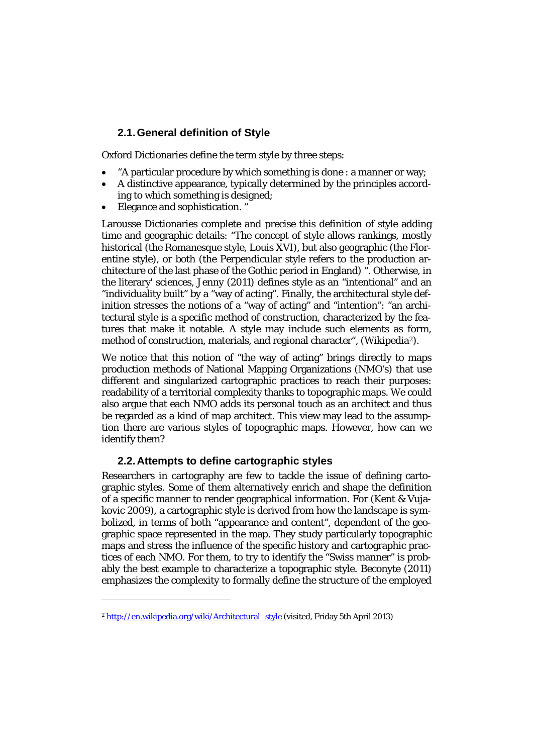## 2.1. General definition of Style

Oxford Dictionaries define the term style by three steps:

- "A particular procedure by which something is done : a manner or way;
- A distinctive appearance, typically determined by the principles according to which something is designed;
- Elegance and sophistication. "

Larousse Dictionaries complete and precise this definition of style adding time and geographic details: "The concept of style allows rankings, mostly historical (the Romanesque style, Louis XVI), but also geographic (the Florentine style), or both (the Perpendicular style refers to the production architecture of the last phase of the Gothic period in England) ". Otherwise, in the literary' sciences, Jenny (2011) defines style as an "intentional" and an "individuality built" by a "way of acting". Finally, the architectural style definition stresses the notions of a "way of acting" and "intention": "an architectural style is a specific method of construction, characterized by the features that make it notable. A style may include such elements as form, method of construction, materials, and regional character", (Wikipedia[2]).

We notice that this notion of "the way of acting" brings directly to maps production methods of National Mapping Organizations (NMO's) that use different and singularized cartographic practices to reach their purposes: readability of a territorial complexity thanks to topographic maps. We could also argue that each NMO adds its personal touch as an architect and thus be regarded as a kind of map architect. This view may lead to the assumption there are various styles of topographic maps. However, how can we identify them?

## 2.2. Attempts to define cartographic styles

Researchers in cartography are few to tackle the issue of defining cartographic styles. Some of them alternatively enrich and shape the definition of a specific manner to render geographical information. For (Kent & Vujakovic 2009), a cartographic style is derived from how the landscape is symbolized, in terms of both "appearance and content", dependent of the geographic space represented in the map. They study particularly topographic maps and stress the influence of the specific history and cartographic practices of each NMO. For them, to try to identify the "Swiss manner" is probably the best example to characterize a topographic style. Beconyte (2011) emphasizes the complexity to formally define the structure of the employed

[2] http://en.wikipedia.org/wiki/Architectural_style (visited, Friday 5th April 2013)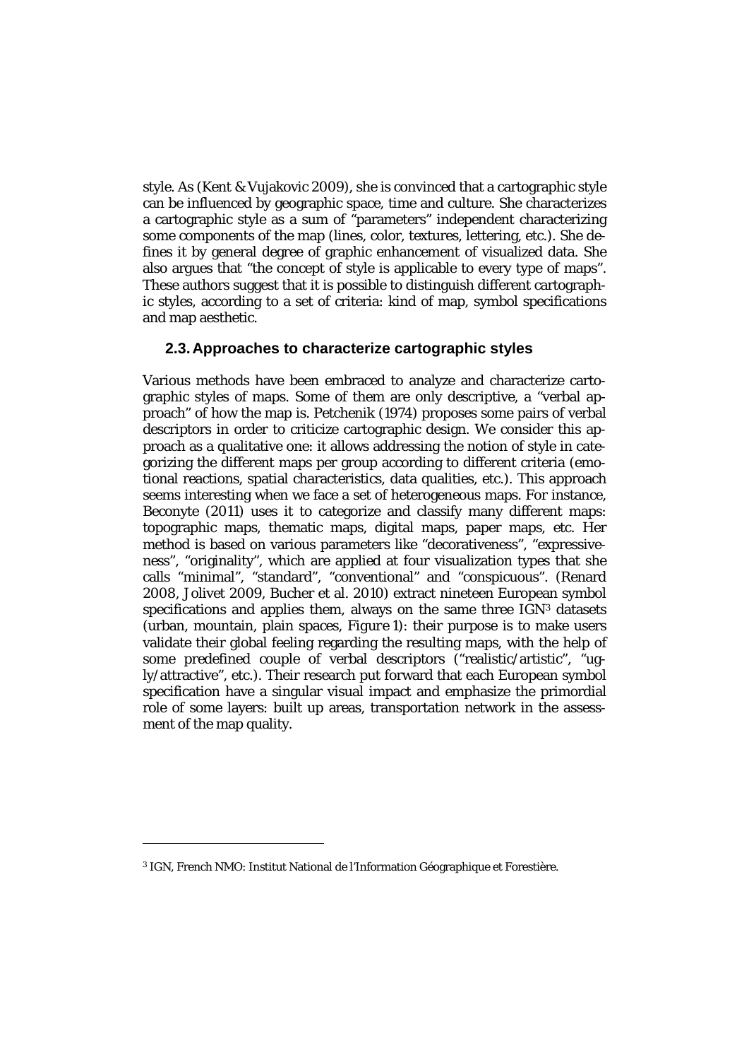style. As (Kent & Vujakovic 2009), she is convinced that a cartographic style can be influenced by geographic space, time and culture. She characterizes a cartographic style as a sum of "parameters" independent characterizing some components of the map (lines, color, textures, lettering, etc.). She defines it by general degree of graphic enhancement of visualized data. She also argues that "the concept of style is applicable to every type of maps". These authors suggest that it is possible to distinguish different cartographic styles, according to a set of criteria: kind of map, symbol specifications and map aesthetic.

### 2.3. Approaches to characterize cartographic styles

Various methods have been embraced to analyze and characterize cartographic styles of maps. Some of them are only descriptive, a "verbal approach" of how the map is. Petchenik (1974) proposes some pairs of verbal descriptors in order to criticize cartographic design. We consider this approach as a qualitative one: it allows addressing the notion of style in categorizing the different maps per group according to different criteria (emotional reactions, spatial characteristics, data qualities, etc.). This approach seems interesting when we face a set of heterogeneous maps. For instance, Beconyte (2011) uses it to categorize and classify many different maps: topographic maps, thematic maps, digital maps, paper maps, etc. Her method is based on various parameters like "decorativeness", "expressiveness", "originality", which are applied at four visualization types that she calls "minimal", "standard", "conventional" and "conspicuous". (Renard 2008, Jolivet 2009, Bucher et al. 2010) extract nineteen European symbol specifications and applies them, always on the same three IGN[3] datasets (urban, mountain, plain spaces, *Figure 1*): their purpose is to make users validate their global feeling regarding the resulting maps, with the help of some predefined couple of verbal descriptors ("realistic/artistic", "ugly/attractive", etc.). Their research put forward that each European symbol specification have a singular visual impact and emphasize the primordial role of some layers: built up areas, transportation network in the assessment of the map quality.

---

[3] IGN, French NMO: Institut National de l'Information Géographique et Forestière.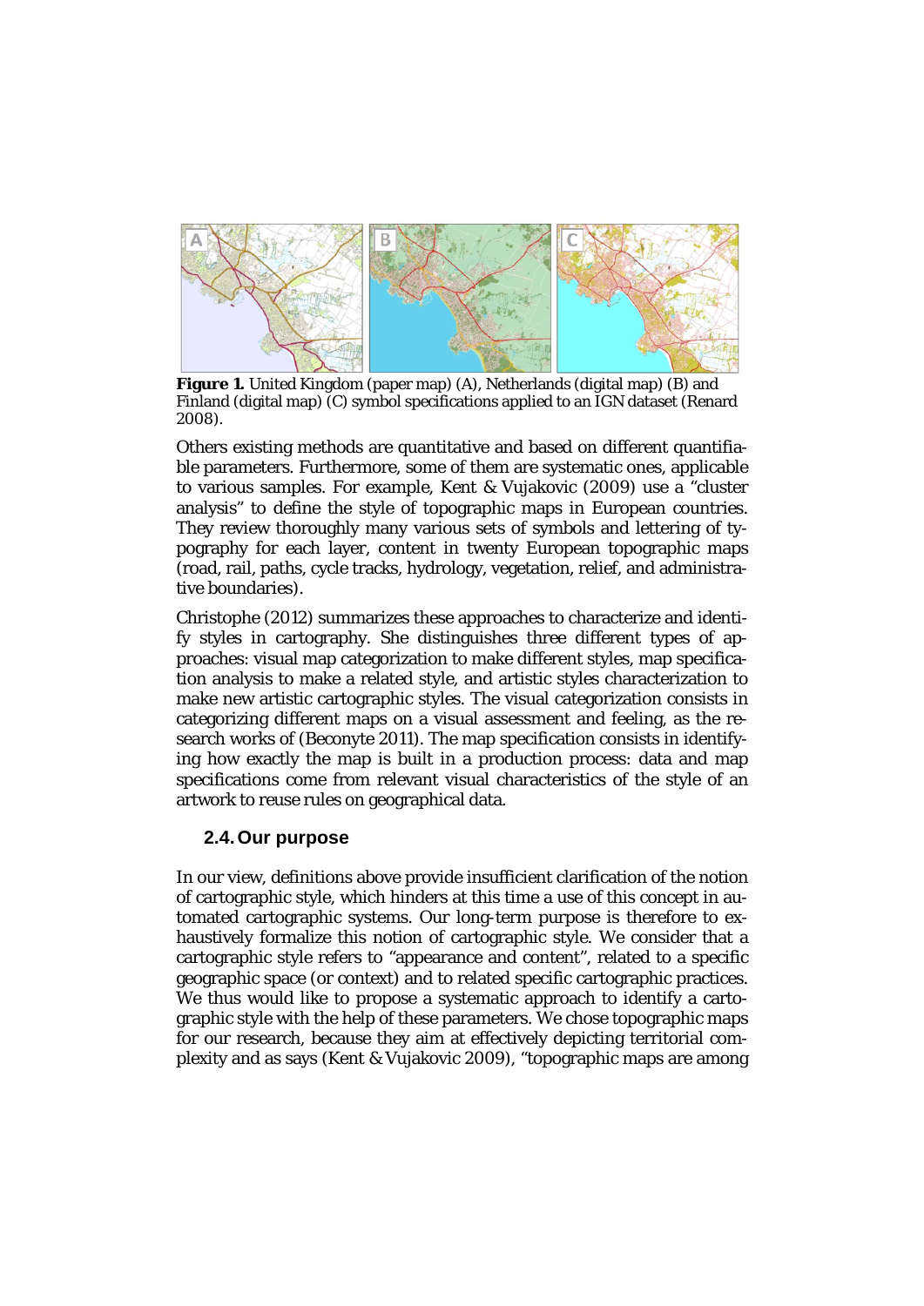**Figure 1.** United Kingdom (paper map) (A), Netherlands (digital map) (B) and Finland (digital map) (C) symbol specifications applied to an IGN dataset (Renard 2008).

Others existing methods are quantitative and based on different quantifiable parameters. Furthermore, some of them are systematic ones, applicable to various samples. For example, Kent & Vujakovic (2009) use a "cluster analysis" to define the style of topographic maps in European countries. They review thoroughly many various sets of symbols and lettering of typography for each layer, content in twenty European topographic maps (road, rail, paths, cycle tracks, hydrology, vegetation, relief, and administrative boundaries).

Christophe (2012) summarizes these approaches to characterize and identify styles in cartography. She distinguishes three different types of approaches: visual map categorization to make different styles, map specification analysis to make a related style, and artistic styles characterization to make new artistic cartographic styles. The visual categorization consists in categorizing different maps on a visual assessment and feeling, as the research works of (Beconyte 2011). The map specification consists in identifying how exactly the map is built in a production process: data and map specifications come from relevant visual characteristics of the style of an artwork to reuse rules on geographical data.

### 2.4. Our purpose

In our view, definitions above provide insufficient clarification of the notion of cartographic style, which hinders at this time a use of this concept in automated cartographic systems. Our long-term purpose is therefore to exhaustively formalize this notion of cartographic style. We consider that a cartographic style refers to "appearance and content", related to a specific geographic space (or context) and to related specific cartographic practices. We thus would like to propose a systematic approach to identify a cartographic style with the help of these parameters. We chose topographic maps for our research, because they aim at effectively depicting territorial complexity and as says (Kent & Vujakovic 2009), "topographic maps are among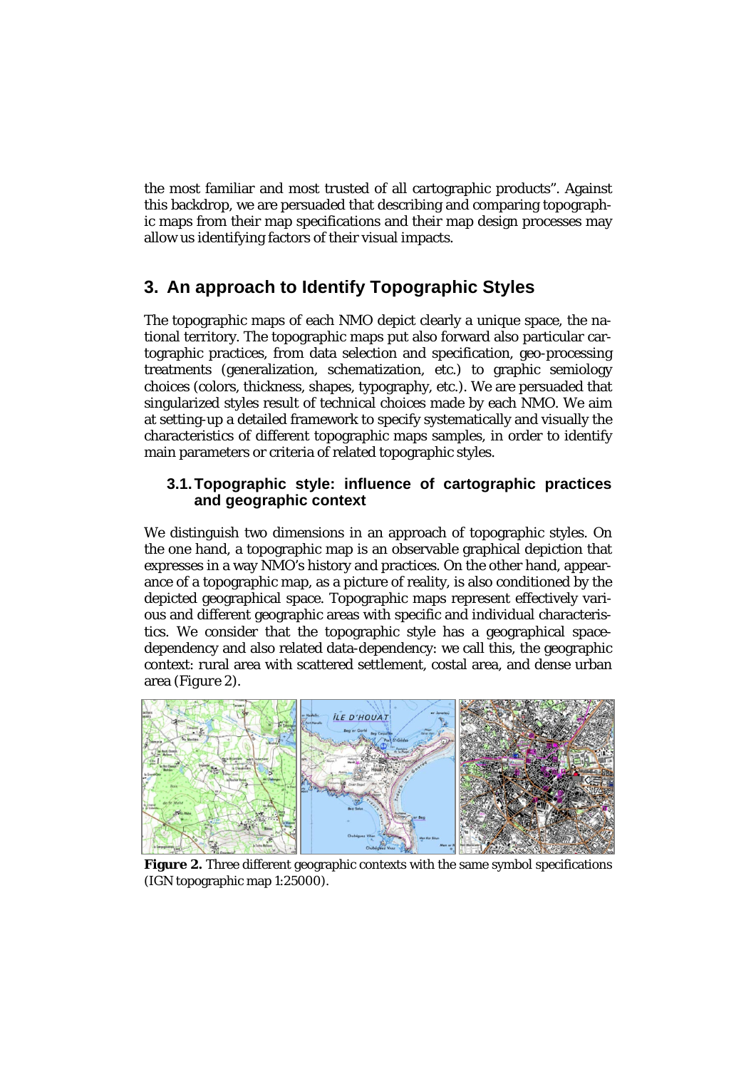the most familiar and most trusted of all cartographic products". Against this backdrop, we are persuaded that describing and comparing topographic maps from their map specifications and their map design processes may allow us identifying factors of their visual impacts.

## 3. An approach to Identify Topographic Styles

The topographic maps of each NMO depict clearly a unique space, the national territory. The topographic maps put also forward also particular cartographic practices, from data selection and specification, geo-processing treatments (generalization, schematization, etc.) to graphic semiology choices (colors, thickness, shapes, typography, etc.). We are persuaded that singularized styles result of technical choices made by each NMO. We aim at setting-up a detailed framework to specify systematically and visually the characteristics of different topographic maps samples, in order to identify main parameters or criteria of related topographic styles.

### 3.1. Topographic style: influence of cartographic practices and geographic context

We distinguish two dimensions in an approach of topographic styles. On the one hand, a topographic map is an observable graphical depiction that expresses in a way NMO's history and practices. On the other hand, appearance of a topographic map, as a picture of reality, is also conditioned by the depicted geographical space. Topographic maps represent effectively various and different geographic areas with specific and individual characteristics. We consider that the topographic style has a geographical space-dependency and also related data-dependency: we call this, the geographic context: rural area with scattered settlement, costal area, and dense urban area (*Figure 2*).

**Figure 2.** Three different geographic contexts with the same symbol specifications (IGN topographic map 1:25000).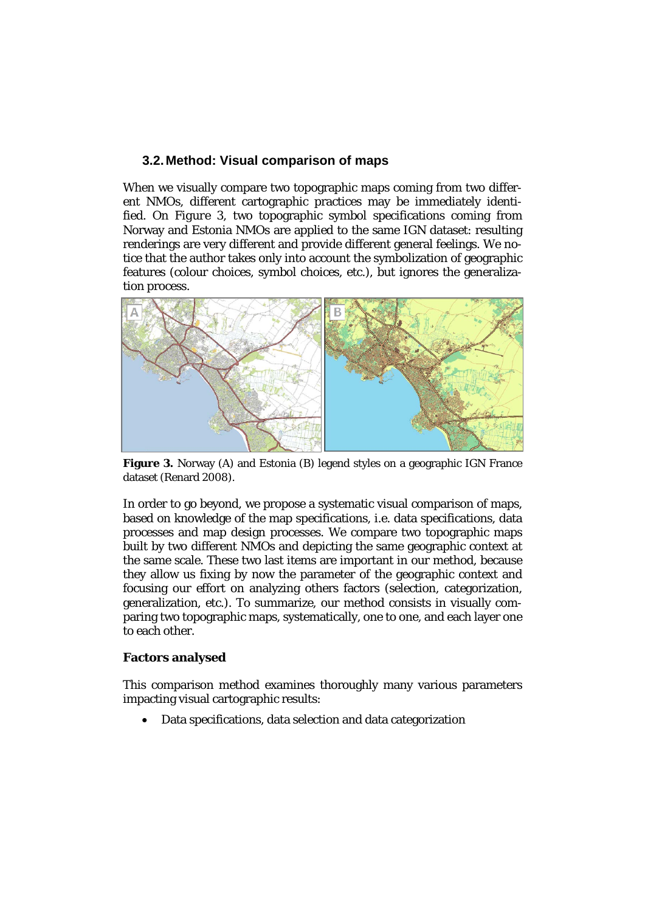### 3.2. Method: Visual comparison of maps

When we visually compare two topographic maps coming from two different NMOs, different cartographic practices may be immediately identified. On Figure 3, two topographic symbol specifications coming from Norway and Estonia NMOs are applied to the same IGN dataset: resulting renderings are very different and provide different general feelings. We notice that the author takes only into account the symbolization of geographic features (colour choices, symbol choices, etc.), but ignores the generalization process.

**Figure 3.** Norway (A) and Estonia (B) legend styles on a geographic IGN France dataset (Renard 2008).

In order to go beyond, we propose a systematic visual comparison of maps, based on knowledge of the map specifications, i.e. data specifications, data processes and map design processes. We compare two topographic maps built by two different NMOs and depicting the same geographic context at the same scale. These two last items are important in our method, because they allow us fixing by now the parameter of the geographic context and focusing our effort on analyzing others factors (selection, categorization, generalization, etc.). To summarize, our method consists in visually comparing two topographic maps, systematically, one to one, and each layer one to each other.

**Factors analysed**

This comparison method examines thoroughly many various parameters impacting visual cartographic results:

- Data specifications, data selection and data categorization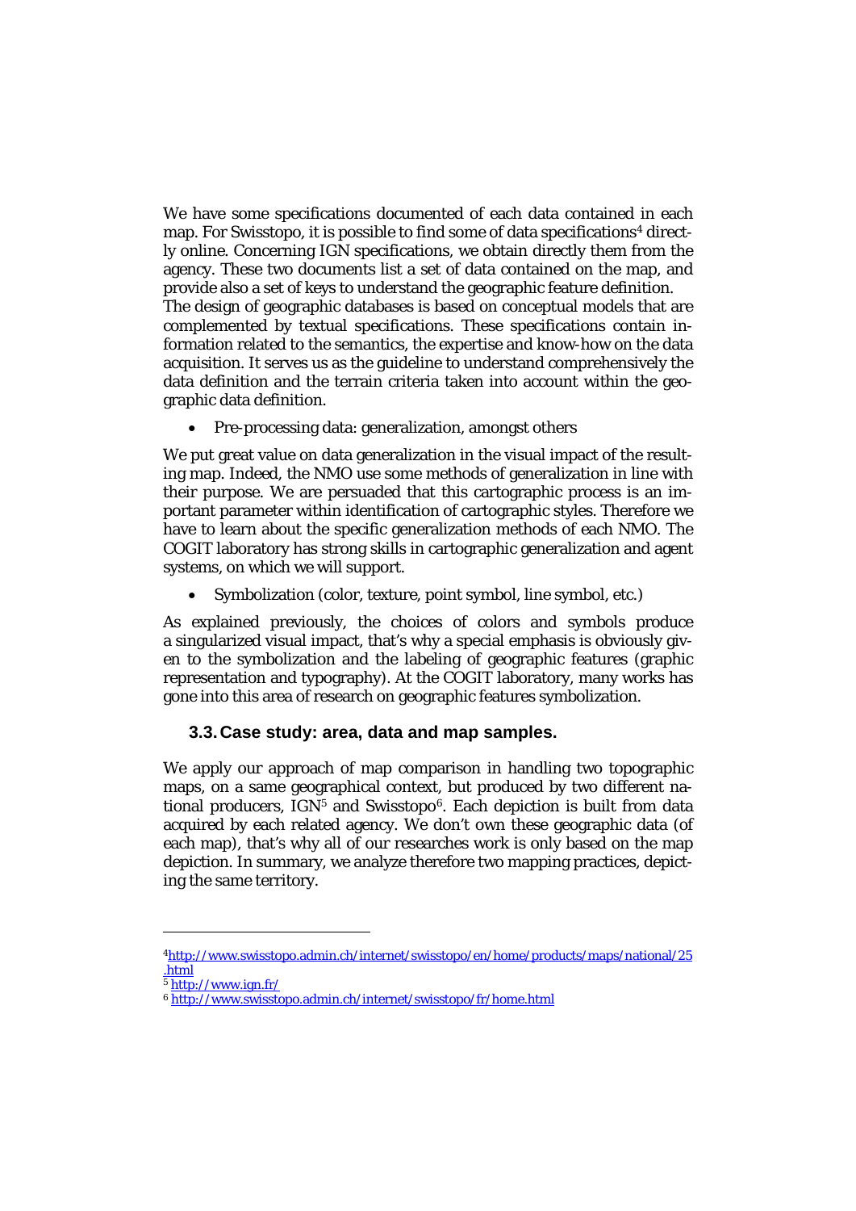We have some specifications documented of each data contained in each map. For Swisstopo, it is possible to find some of data specifications[4] directly online. Concerning IGN specifications, we obtain directly them from the agency. These two documents list a set of data contained on the map, and provide also a set of keys to understand the geographic feature definition.
The design of geographic databases is based on conceptual models that are complemented by textual specifications. These specifications contain information related to the semantics, the expertise and know-how on the data acquisition. It serves us as the guideline to understand comprehensively the data definition and the terrain criteria taken into account within the geographic data definition.

- Pre-processing data: generalization, amongst others

We put great value on data generalization in the visual impact of the resulting map. Indeed, the NMO use some methods of generalization in line with their purpose. We are persuaded that this cartographic process is an important parameter within identification of cartographic styles. Therefore we have to learn about the specific generalization methods of each NMO. The COGIT laboratory has strong skills in cartographic generalization and agent systems, on which we will support.

- Symbolization (color, texture, point symbol, line symbol, etc.)

As explained previously, the choices of colors and symbols produce a singularized visual impact, that's why a special emphasis is obviously given to the symbolization and the labeling of geographic features (graphic representation and typography). At the COGIT laboratory, many works has gone into this area of research on geographic features symbolization.

### 3.3. Case study: area, data and map samples.

We apply our approach of map comparison in handling two topographic maps, on a same geographical context, but produced by two different national producers, IGN[5] and Swisstopo[6]. Each depiction is built from data acquired by each related agency. We don't own these geographic data (of each map), that's why all of our researches work is only based on the map depiction. In summary, we analyze therefore two mapping practices, depicting the same territory.

---

[4] http://www.swisstopo.admin.ch/internet/swisstopo/en/home/products/maps/national/25.html

[5] http://www.ign.fr/

[6] http://www.swisstopo.admin.ch/internet/swisstopo/fr/home.html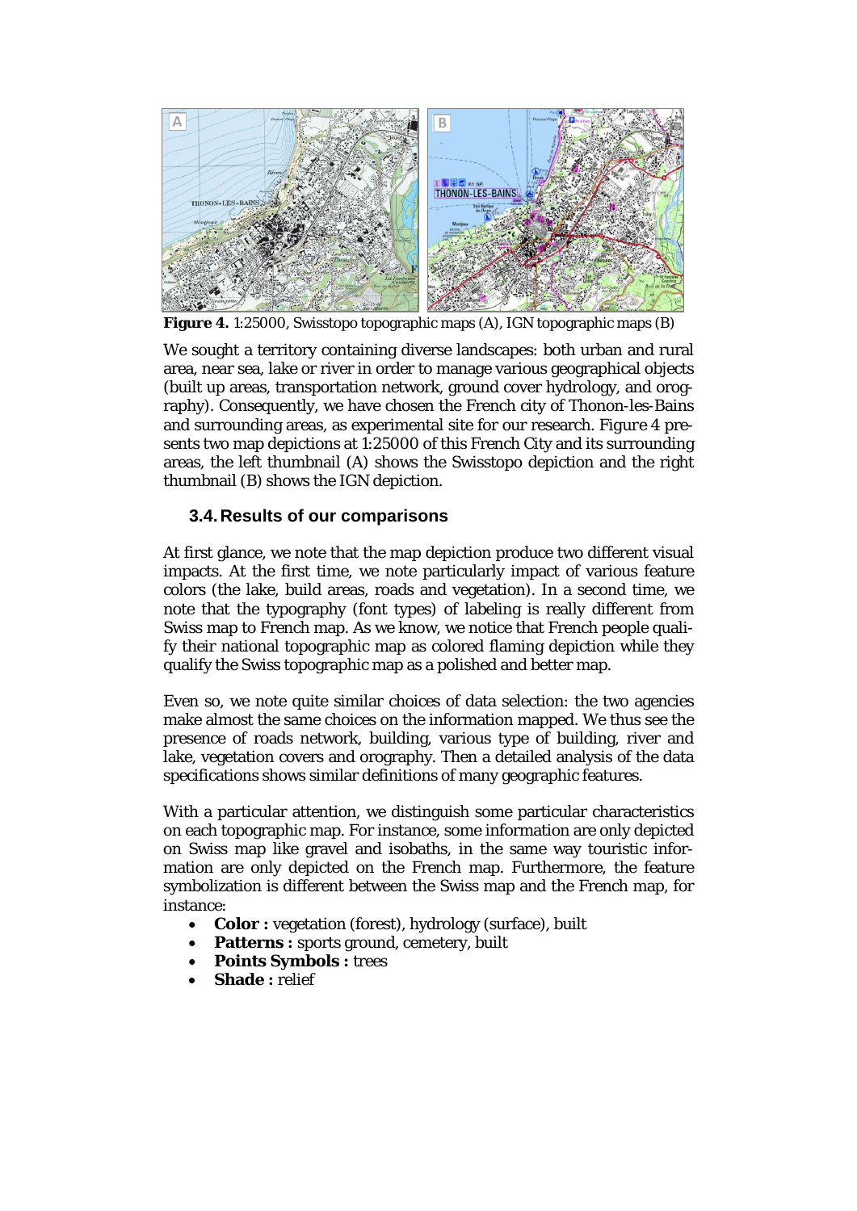**Figure 4.** 1:25000, Swisstopo topographic maps (A), IGN topographic maps (B)

We sought a territory containing diverse landscapes: both urban and rural area, near sea, lake or river in order to manage various geographical objects (built up areas, transportation network, ground cover hydrology, and orography). Consequently, we have chosen the French city of Thonon-les-Bains and surrounding areas, as experimental site for our research. *Figure 4* presents two map depictions at 1:25000 of this French City and its surrounding areas, the left thumbnail (A) shows the Swisstopo depiction and the right thumbnail (B) shows the IGN depiction.

### 3.4. Results of our comparisons

At first glance, we note that the map depiction produce two different visual impacts. At the first time, we note particularly impact of various feature colors (the lake, build areas, roads and vegetation). In a second time, we note that the typography (font types) of labeling is really different from Swiss map to French map. As we know, we notice that French people qualify their national topographic map as colored flaming depiction while they qualify the Swiss topographic map as a polished and better map.

Even so, we note quite similar choices of data selection: the two agencies make almost the same choices on the information mapped. We thus see the presence of roads network, building, various type of building, river and lake, vegetation covers and orography. Then a detailed analysis of the data specifications shows similar definitions of many geographic features.

With a particular attention, we distinguish some particular characteristics on each topographic map. For instance, some information are only depicted on Swiss map like gravel and isobaths, in the same way touristic information are only depicted on the French map. Furthermore, the feature symbolization is different between the Swiss map and the French map, for instance:

- **Color :** vegetation (forest), hydrology (surface), built
- **Patterns :** sports ground, cemetery, built
- **Points Symbols :** trees
- **Shade :** relief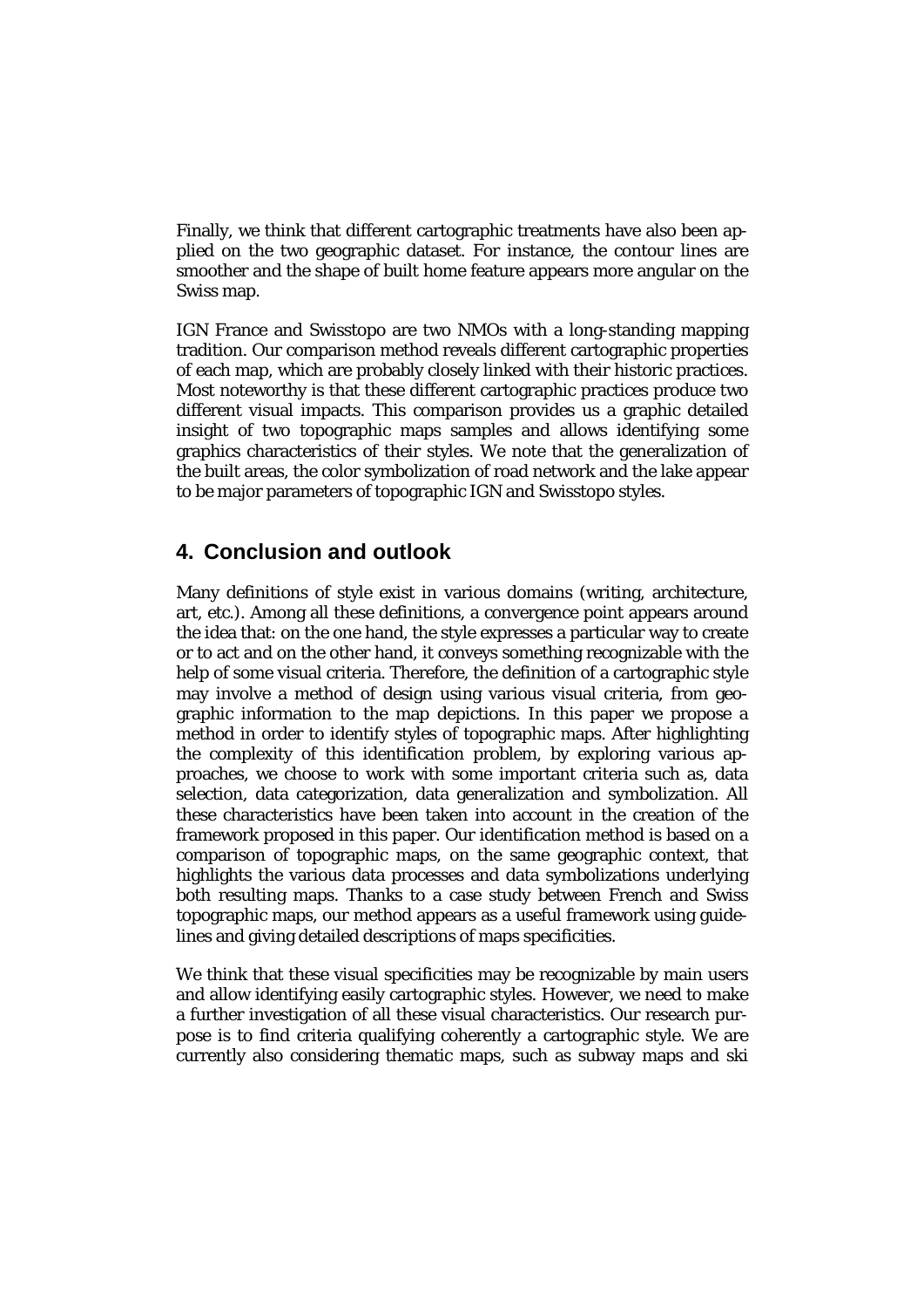Finally, we think that different cartographic treatments have also been applied on the two geographic dataset. For instance, the contour lines are smoother and the shape of built home feature appears more angular on the Swiss map.

IGN France and Swisstopo are two NMOs with a long-standing mapping tradition. Our comparison method reveals different cartographic properties of each map, which are probably closely linked with their historic practices. Most noteworthy is that these different cartographic practices produce two different visual impacts. This comparison provides us a graphic detailed insight of two topographic maps samples and allows identifying some graphics characteristics of their styles. We note that the generalization of the built areas, the color symbolization of road network and the lake appear to be major parameters of topographic IGN and Swisstopo styles.

## 4. Conclusion and outlook

Many definitions of style exist in various domains (writing, architecture, art, etc.). Among all these definitions, a convergence point appears around the idea that: on the one hand, the style expresses a particular way to create or to act and on the other hand, it conveys something recognizable with the help of some visual criteria. Therefore, the definition of a cartographic style may involve a method of design using various visual criteria, from geographic information to the map depictions. In this paper we propose a method in order to identify styles of topographic maps. After highlighting the complexity of this identification problem, by exploring various approaches, we choose to work with some important criteria such as, data selection, data categorization, data generalization and symbolization. All these characteristics have been taken into account in the creation of the framework proposed in this paper. Our identification method is based on a comparison of topographic maps, on the same geographic context, that highlights the various data processes and data symbolizations underlying both resulting maps. Thanks to a case study between French and Swiss topographic maps, our method appears as a useful framework using guidelines and giving detailed descriptions of maps specificities.

We think that these visual specificities may be recognizable by main users and allow identifying easily cartographic styles. However, we need to make a further investigation of all these visual characteristics. Our research purpose is to find criteria qualifying coherently a cartographic style. We are currently also considering thematic maps, such as subway maps and ski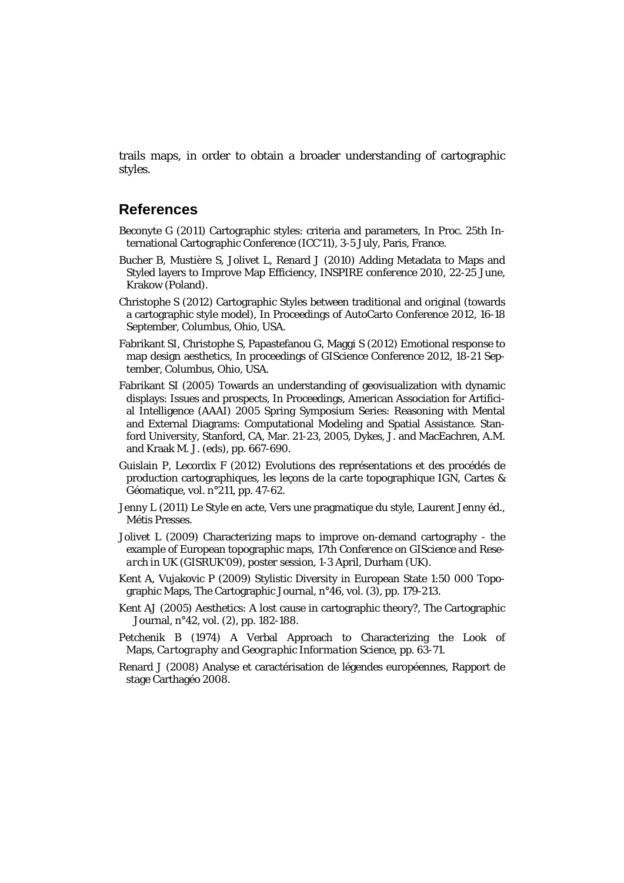trails maps, in order to obtain a broader understanding of cartographic styles.

## References

Beconyte G (2011) Cartographic styles: criteria and parameters, In Proc. 25th International Cartographic Conference (ICC'11), 3-5 July, Paris, France.

Bucher B, Mustière S, Jolivet L, Renard J (2010) Adding Metadata to Maps and Styled layers to Improve Map Efficiency, INSPIRE conference 2010, 22-25 June, Krakow (Poland).

Christophe S (2012) Cartographic Styles between traditional and original (towards a cartographic style model), In Proceedings of AutoCarto Conference 2012, 16-18 September, Columbus, Ohio, USA.

Fabrikant SI, Christophe S, Papastefanou G, Maggi S (2012) Emotional response to map design aesthetics, In proceedings of GIScience Conference 2012, 18-21 September, Columbus, Ohio, USA.

Fabrikant SI (2005) Towards an understanding of geovisualization with dynamic displays: Issues and prospects, In Proceedings, American Association for Artificial Intelligence (AAAI) 2005 Spring Symposium Series: Reasoning with Mental and External Diagrams: Computational Modeling and Spatial Assistance. Stanford University, Stanford, CA, Mar. 21-23, 2005, Dykes, J. and MacEachren, A.M. and Kraak M. J. (eds), pp. 667-690.

Guislain P, Lecordix F (2012) Evolutions des représentations et des procédés de production cartographiques, les leçons de la carte topographique IGN, Cartes & Géomatique, vol. n°211, pp. 47-62.

Jenny L (2011) Le Style en acte, Vers une pragmatique du style, Laurent Jenny éd., Métis Presses.

Jolivet L (2009) Characterizing maps to improve on-demand cartography - the example of European topographic maps, 17th Conference on *GIScience and Research in UK* (GISRUK'09), poster session, 1-3 April, Durham (UK).

Kent A, Vujakovic P (2009) Stylistic Diversity in European State 1:50 000 Topographic Maps, The Cartographic Journal, n°46, vol. (3), pp. 179-213.

Kent AJ (2005) Aesthetics: A lost cause in cartographic theory?, The Cartographic Journal, n°42, vol. (2), pp. 182-188.

Petchenik B (1974) A Verbal Approach to Characterizing the Look of Maps, *Cartography and Geographic Information Science*, pp. 63-71.

Renard J (2008) Analyse et caractérisation de légendes européennes, Rapport de stage Carthagéo 2008.